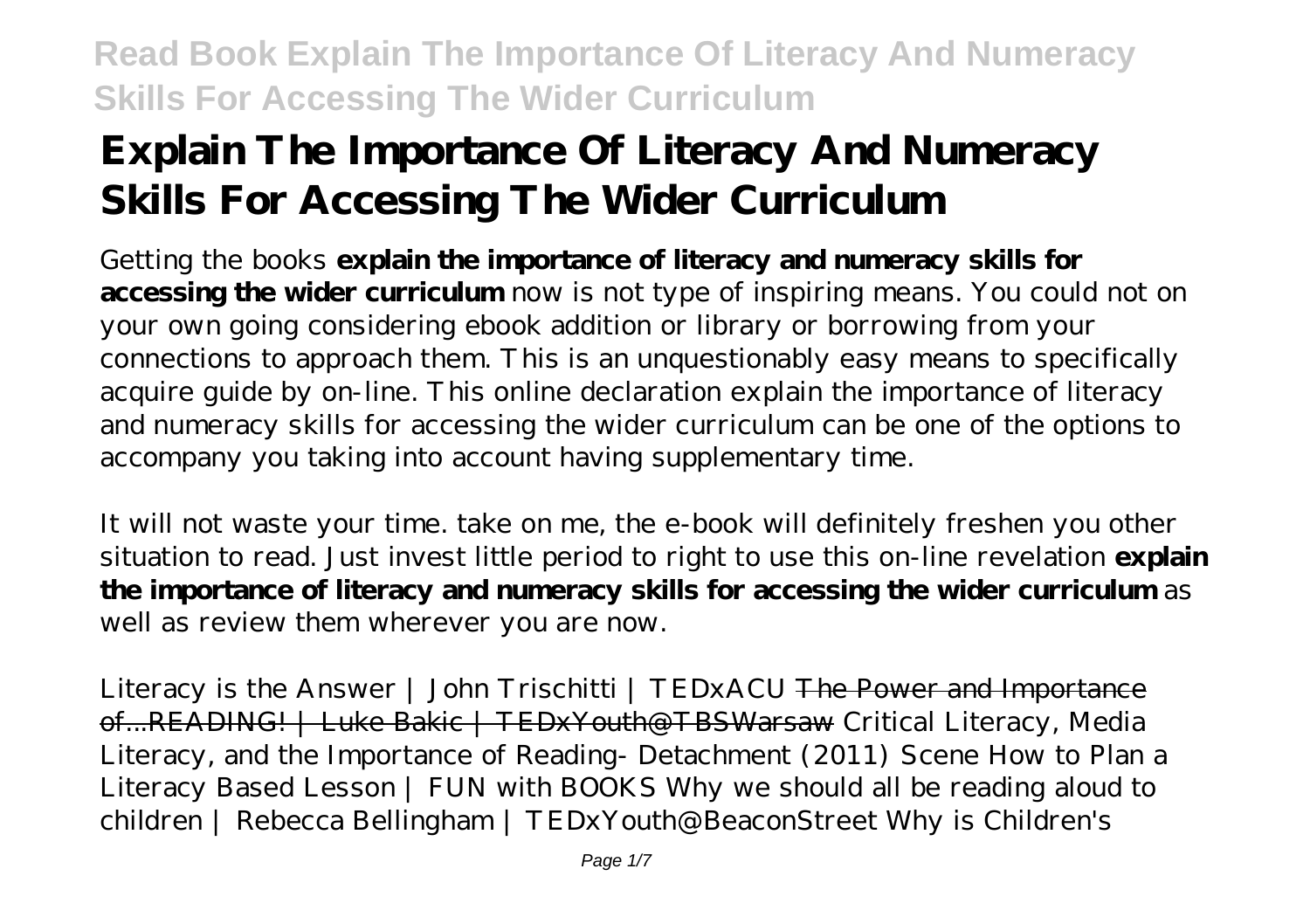# Explain The Importance Of Literacy And Numeracy Skills For Accessing The Wider Curriculum

Getting the books **explain the importance of literacy and numeracy skills for accessing the wider curriculum** now is not type of inspiring means. You could not on your own going considering ebook addition or library or borrowing from your connections to approach them. This is an unquestionably easy means to specifically acquire guide by on-line. This online declaration explain the importance of literacy and numeracy skills for accessing the wider curriculum can be one of the options to accompany you taking into account having supplementary time.

It will not waste your time. take on me, the e-book will definitely freshen you other situation to read. Just invest little period to right to use this on-line revelation **explain the importance of literacy and numeracy skills for accessing the wider curriculum** as well as review them wherever you are now.

*Literacy is the Answer | John Trischitti | TEDxACU* ~~The Power and Importance of...READING! | Luke Bakic | TEDxYouth@TBSWarsaw~~ *Critical Literacy, Media Literacy, and the Importance of Reading- Detachment (2011) Scene How to Plan a Literacy Based Lesson | FUN with BOOKS Why we should all be reading aloud to children | Rebecca Bellingham | TEDxYouth@BeaconStreet Why is Children's*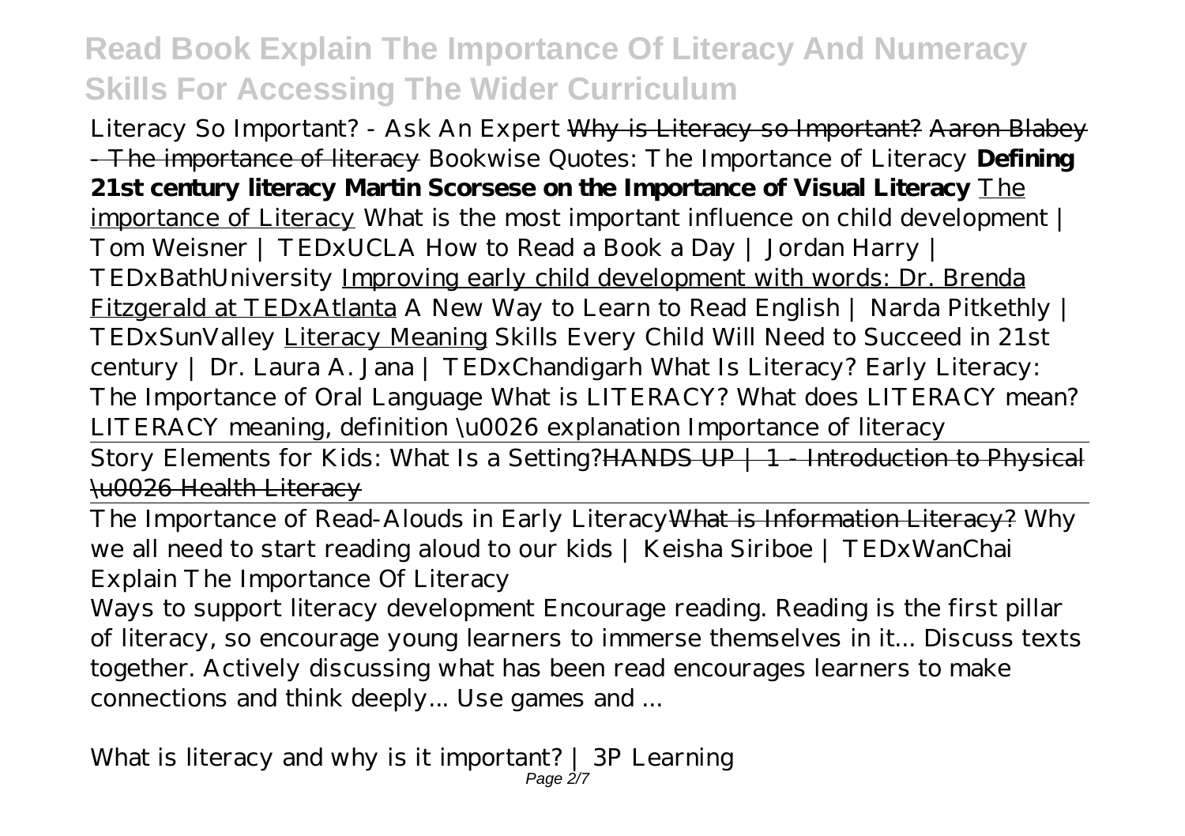*Literacy So Important? - Ask An Expert* Why is Literacy so Important? Aaron Blabey - The importance of literacy *Bookwise Quotes: The Importance of Literacy* **Defining 21st century literacy** **Martin Scorsese on the Importance of Visual Literacy** The importance of Literacy *What is the most important influence on child development | Tom Weisner | TEDxUCLA* *How to Read a Book a Day | Jordan Harry | TEDxBathUniversity* Improving early child development with words: Dr. Brenda Fitzgerald at TEDxAtlanta *A New Way to Learn to Read English | Narda Pitkethly | TEDxSunValley* Literacy Meaning *Skills Every Child Will Need to Succeed in 21st century | Dr. Laura A. Jana | TEDxChandigarh* *What Is Literacy?* *Early Literacy: The Importance of Oral Language* *What is LITERACY? What does LITERACY mean? LITERACY meaning, definition \u0026 explanation* *Importance of literacy*

Story Elements for Kids: What Is a Setting?HANDS UP | 1 - Introduction to Physical \u0026 Health Literacy

The Importance of Read-Alouds in Early LiteracyWhat is Information Literacy? *Why we all need to start reading aloud to our kids | Keisha Siriboe | TEDxWanChai*

*Explain The Importance Of Literacy*

Ways to support literacy development Encourage reading. Reading is the first pillar of literacy, so encourage young learners to immerse themselves in it... Discuss texts together. Actively discussing what has been read encourages learners to make connections and think deeply... Use games and ...

*What is literacy and why is it important? | 3P Learning*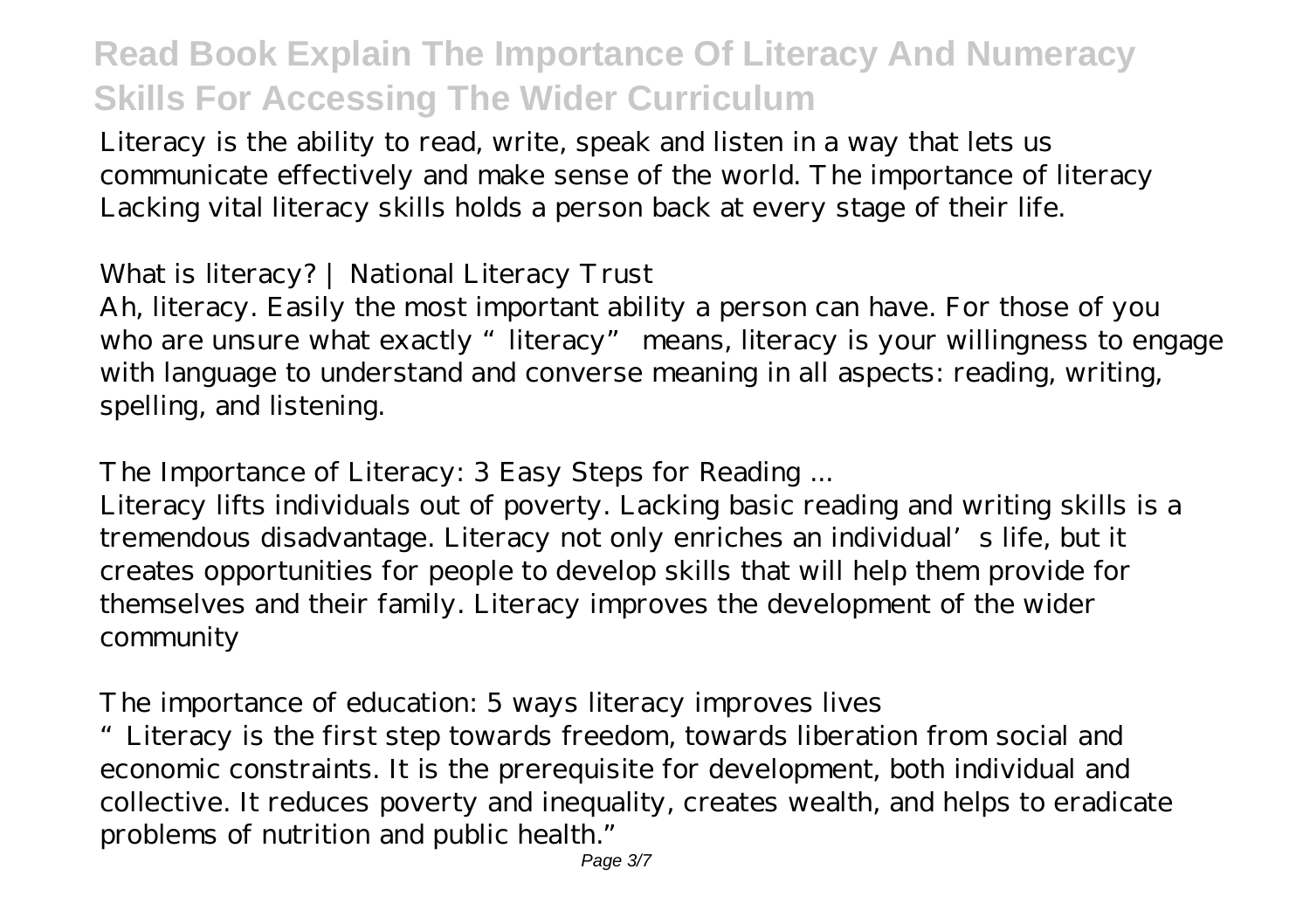Literacy is the ability to read, write, speak and listen in a way that lets us communicate effectively and make sense of the world. The importance of literacy Lacking vital literacy skills holds a person back at every stage of their life.

*What is literacy? | National Literacy Trust*

Ah, literacy. Easily the most important ability a person can have. For those of you who are unsure what exactly "literacy" means, literacy is your willingness to engage with language to understand and converse meaning in all aspects: reading, writing, spelling, and listening.

*The Importance of Literacy: 3 Easy Steps for Reading ...*

Literacy lifts individuals out of poverty. Lacking basic reading and writing skills is a tremendous disadvantage. Literacy not only enriches an individual's life, but it creates opportunities for people to develop skills that will help them provide for themselves and their family. Literacy improves the development of the wider community

*The importance of education: 5 ways literacy improves lives*

"Literacy is the first step towards freedom, towards liberation from social and economic constraints. It is the prerequisite for development, both individual and collective. It reduces poverty and inequality, creates wealth, and helps to eradicate problems of nutrition and public health."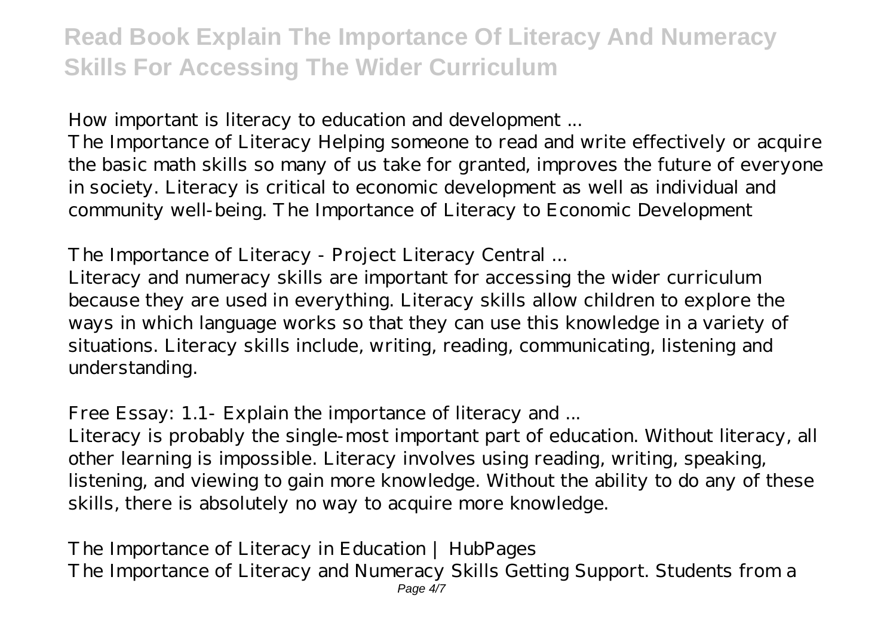*How important is literacy to education and development ...*

The Importance of Literacy Helping someone to read and write effectively or acquire the basic math skills so many of us take for granted, improves the future of everyone in society. Literacy is critical to economic development as well as individual and community well-being. The Importance of Literacy to Economic Development

*The Importance of Literacy - Project Literacy Central ...*

Literacy and numeracy skills are important for accessing the wider curriculum because they are used in everything. Literacy skills allow children to explore the ways in which language works so that they can use this knowledge in a variety of situations. Literacy skills include, writing, reading, communicating, listening and understanding.

*Free Essay: 1.1- Explain the importance of literacy and ...*

Literacy is probably the single-most important part of education. Without literacy, all other learning is impossible. Literacy involves using reading, writing, speaking, listening, and viewing to gain more knowledge. Without the ability to do any of these skills, there is absolutely no way to acquire more knowledge.

*The Importance of Literacy in Education | HubPages*

The Importance of Literacy and Numeracy Skills Getting Support. Students from a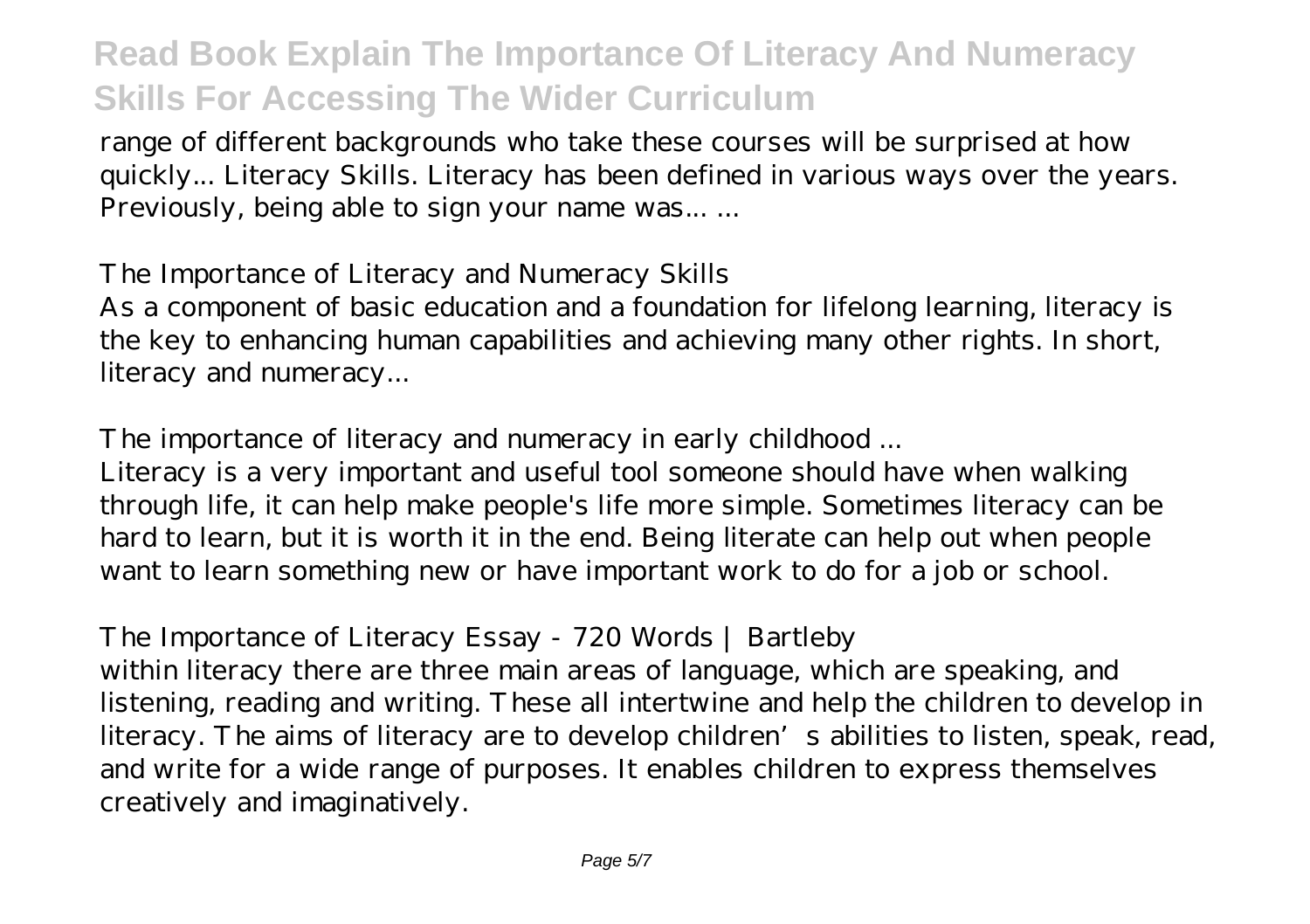range of different backgrounds who take these courses will be surprised at how quickly... Literacy Skills. Literacy has been defined in various ways over the years. Previously, being able to sign your name was... ...

## The Importance of Literacy and Numeracy Skills

As a component of basic education and a foundation for lifelong learning, literacy is the key to enhancing human capabilities and achieving many other rights. In short, literacy and numeracy...

## The importance of literacy and numeracy in early childhood ...

Literacy is a very important and useful tool someone should have when walking through life, it can help make people's life more simple. Sometimes literacy can be hard to learn, but it is worth it in the end. Being literate can help out when people want to learn something new or have important work to do for a job or school.

## The Importance of Literacy Essay - 720 Words | Bartleby

within literacy there are three main areas of language, which are speaking, and listening, reading and writing. These all intertwine and help the children to develop in literacy. The aims of literacy are to develop children's abilities to listen, speak, read, and write for a wide range of purposes. It enables children to express themselves creatively and imaginatively.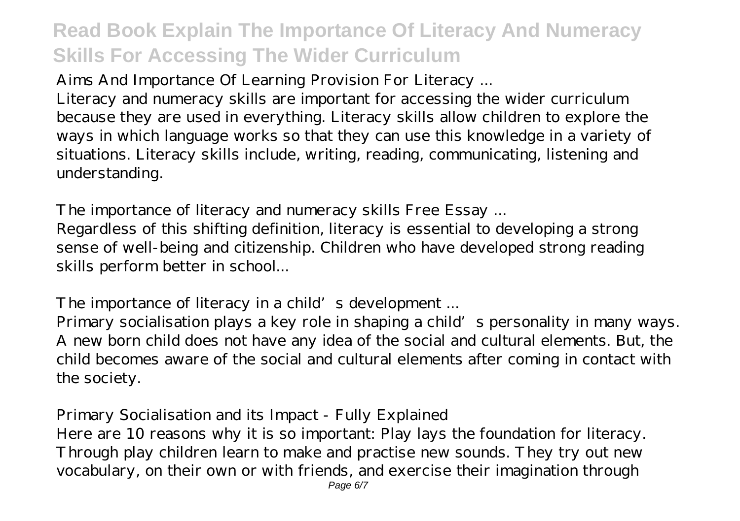*Aims And Importance Of Learning Provision For Literacy ...*

Literacy and numeracy skills are important for accessing the wider curriculum because they are used in everything. Literacy skills allow children to explore the ways in which language works so that they can use this knowledge in a variety of situations. Literacy skills include, writing, reading, communicating, listening and understanding.

*The importance of literacy and numeracy skills Free Essay ...*

Regardless of this shifting definition, literacy is essential to developing a strong sense of well-being and citizenship. Children who have developed strong reading skills perform better in school...

*The importance of literacy in a child's development ...*

Primary socialisation plays a key role in shaping a child's personality in many ways. A new born child does not have any idea of the social and cultural elements. But, the child becomes aware of the social and cultural elements after coming in contact with the society.

*Primary Socialisation and its Impact - Fully Explained*

Here are 10 reasons why it is so important: Play lays the foundation for literacy. Through play children learn to make and practise new sounds. They try out new vocabulary, on their own or with friends, and exercise their imagination through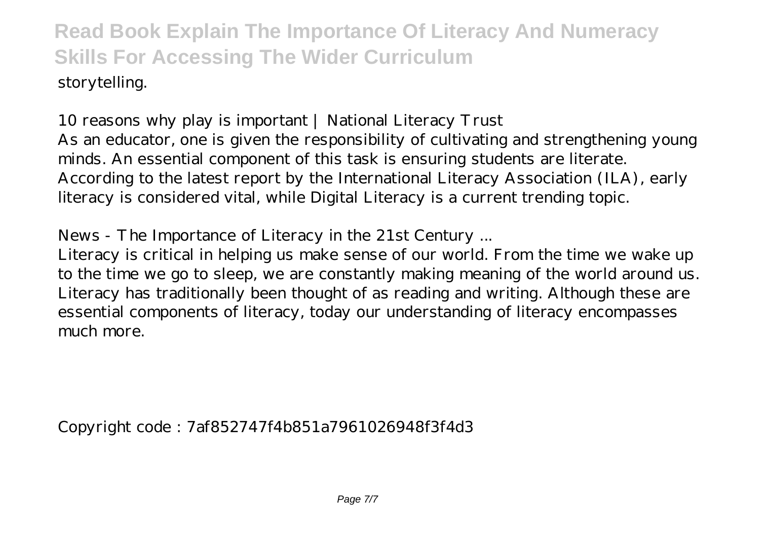storytelling.

*10 reasons why play is important | National Literacy Trust*

As an educator, one is given the responsibility of cultivating and strengthening young minds. An essential component of this task is ensuring students are literate. According to the latest report by the International Literacy Association (ILA), early literacy is considered vital, while Digital Literacy is a current trending topic.

*News - The Importance of Literacy in the 21st Century ...*

Literacy is critical in helping us make sense of our world. From the time we wake up to the time we go to sleep, we are constantly making meaning of the world around us. Literacy has traditionally been thought of as reading and writing. Although these are essential components of literacy, today our understanding of literacy encompasses much more.

Copyright code : 7af852747f4b851a7961026948f3f4d3